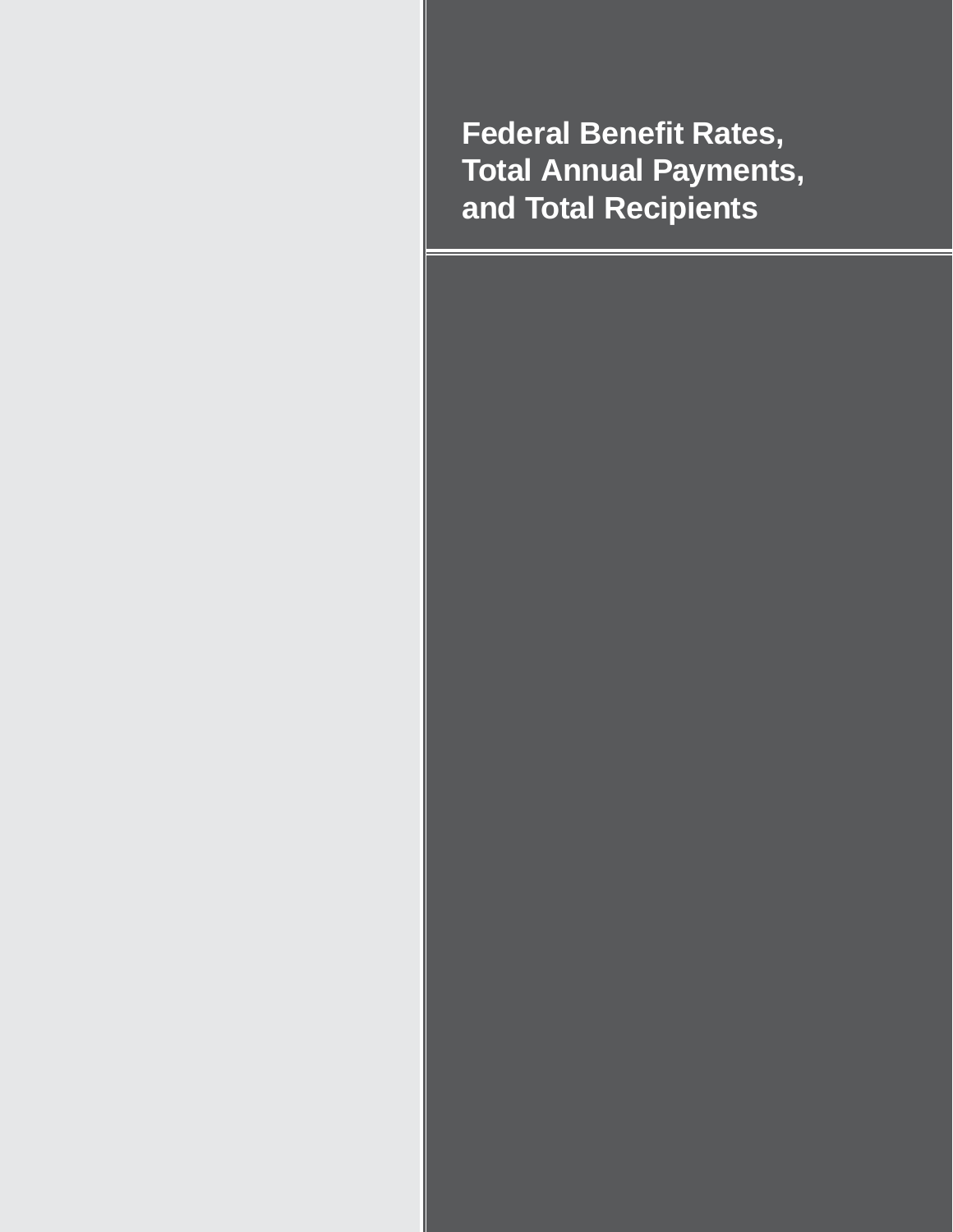# Federal Benefit Rates, Total Annual Payments, and Total Recipients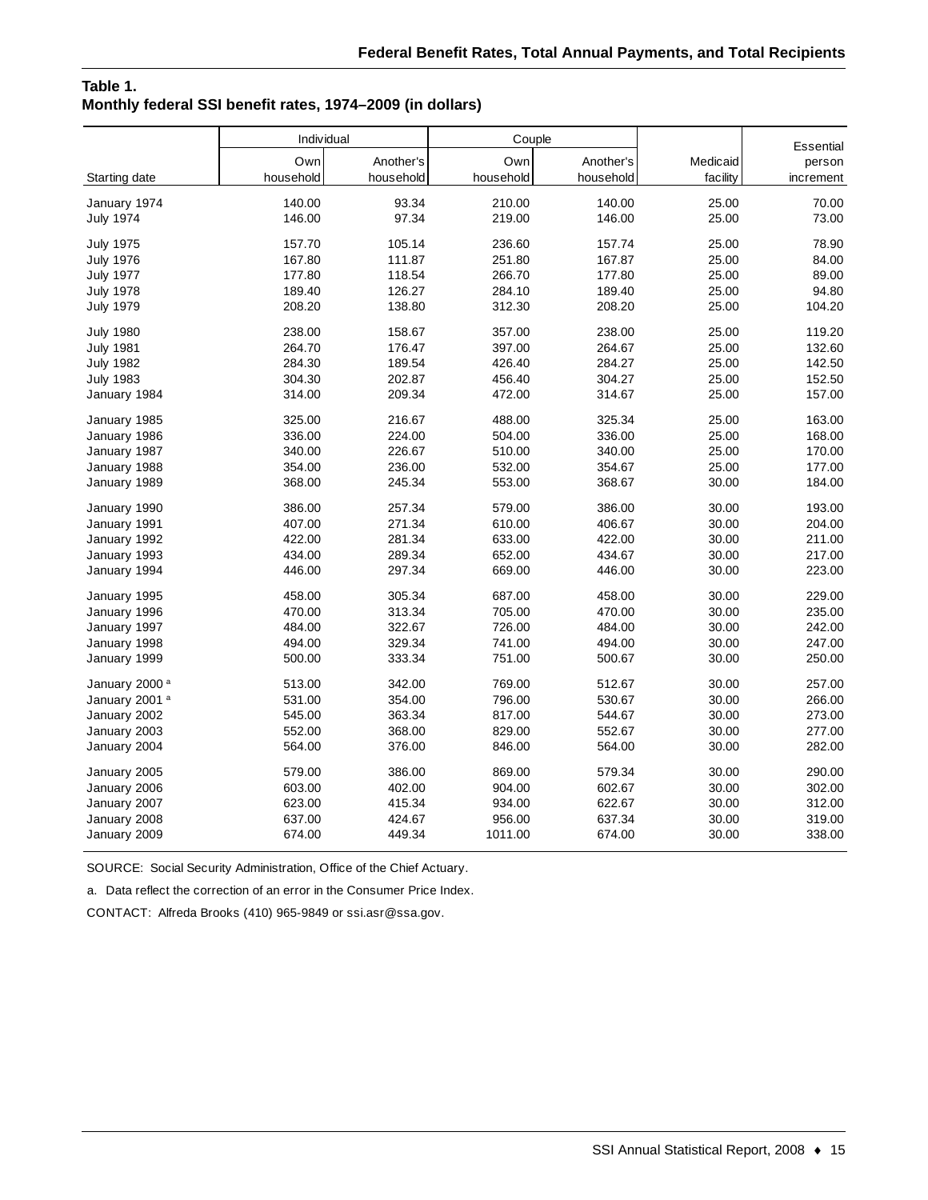**Table 1.**
**Monthly federal SSI benefit rates, 1974–2009 (in dollars)**

| | Individual | | Couple | | | |
|---|---|---|---|---|---|---|
| Starting date | Own household | Another's household | Own household | Another's household | Medicaid facility | Essential person increment |
| January 1974 | 140.00 | 93.34 | 210.00 | 140.00 | 25.00 | 70.00 |
| July 1974 | 146.00 | 97.34 | 219.00 | 146.00 | 25.00 | 73.00 |
| July 1975 | 157.70 | 105.14 | 236.60 | 157.74 | 25.00 | 78.90 |
| July 1976 | 167.80 | 111.87 | 251.80 | 167.87 | 25.00 | 84.00 |
| July 1977 | 177.80 | 118.54 | 266.70 | 177.80 | 25.00 | 89.00 |
| July 1978 | 189.40 | 126.27 | 284.10 | 189.40 | 25.00 | 94.80 |
| July 1979 | 208.20 | 138.80 | 312.30 | 208.20 | 25.00 | 104.20 |
| July 1980 | 238.00 | 158.67 | 357.00 | 238.00 | 25.00 | 119.20 |
| July 1981 | 264.70 | 176.47 | 397.00 | 264.67 | 25.00 | 132.60 |
| July 1982 | 284.30 | 189.54 | 426.40 | 284.27 | 25.00 | 142.50 |
| July 1983 | 304.30 | 202.87 | 456.40 | 304.27 | 25.00 | 152.50 |
| January 1984 | 314.00 | 209.34 | 472.00 | 314.67 | 25.00 | 157.00 |
| January 1985 | 325.00 | 216.67 | 488.00 | 325.34 | 25.00 | 163.00 |
| January 1986 | 336.00 | 224.00 | 504.00 | 336.00 | 25.00 | 168.00 |
| January 1987 | 340.00 | 226.67 | 510.00 | 340.00 | 25.00 | 170.00 |
| January 1988 | 354.00 | 236.00 | 532.00 | 354.67 | 25.00 | 177.00 |
| January 1989 | 368.00 | 245.34 | 553.00 | 368.67 | 30.00 | 184.00 |
| January 1990 | 386.00 | 257.34 | 579.00 | 386.00 | 30.00 | 193.00 |
| January 1991 | 407.00 | 271.34 | 610.00 | 406.67 | 30.00 | 204.00 |
| January 1992 | 422.00 | 281.34 | 633.00 | 422.00 | 30.00 | 211.00 |
| January 1993 | 434.00 | 289.34 | 652.00 | 434.67 | 30.00 | 217.00 |
| January 1994 | 446.00 | 297.34 | 669.00 | 446.00 | 30.00 | 223.00 |
| January 1995 | 458.00 | 305.34 | 687.00 | 458.00 | 30.00 | 229.00 |
| January 1996 | 470.00 | 313.34 | 705.00 | 470.00 | 30.00 | 235.00 |
| January 1997 | 484.00 | 322.67 | 726.00 | 484.00 | 30.00 | 242.00 |
| January 1998 | 494.00 | 329.34 | 741.00 | 494.00 | 30.00 | 247.00 |
| January 1999 | 500.00 | 333.34 | 751.00 | 500.67 | 30.00 | 250.00 |
| January 2000 [a] | 513.00 | 342.00 | 769.00 | 512.67 | 30.00 | 257.00 |
| January 2001 [a] | 531.00 | 354.00 | 796.00 | 530.67 | 30.00 | 266.00 |
| January 2002 | 545.00 | 363.34 | 817.00 | 544.67 | 30.00 | 273.00 |
| January 2003 | 552.00 | 368.00 | 829.00 | 552.67 | 30.00 | 277.00 |
| January 2004 | 564.00 | 376.00 | 846.00 | 564.00 | 30.00 | 282.00 |
| January 2005 | 579.00 | 386.00 | 869.00 | 579.34 | 30.00 | 290.00 |
| January 2006 | 603.00 | 402.00 | 904.00 | 602.67 | 30.00 | 302.00 |
| January 2007 | 623.00 | 415.34 | 934.00 | 622.67 | 30.00 | 312.00 |
| January 2008 | 637.00 | 424.67 | 956.00 | 637.34 | 30.00 | 319.00 |
| January 2009 | 674.00 | 449.34 | 1011.00 | 674.00 | 30.00 | 338.00 |

SOURCE: Social Security Administration, Office of the Chief Actuary.

a. Data reflect the correction of an error in the Consumer Price Index.

CONTACT: Alfreda Brooks (410) 965-9849 or ssi.asr@ssa.gov.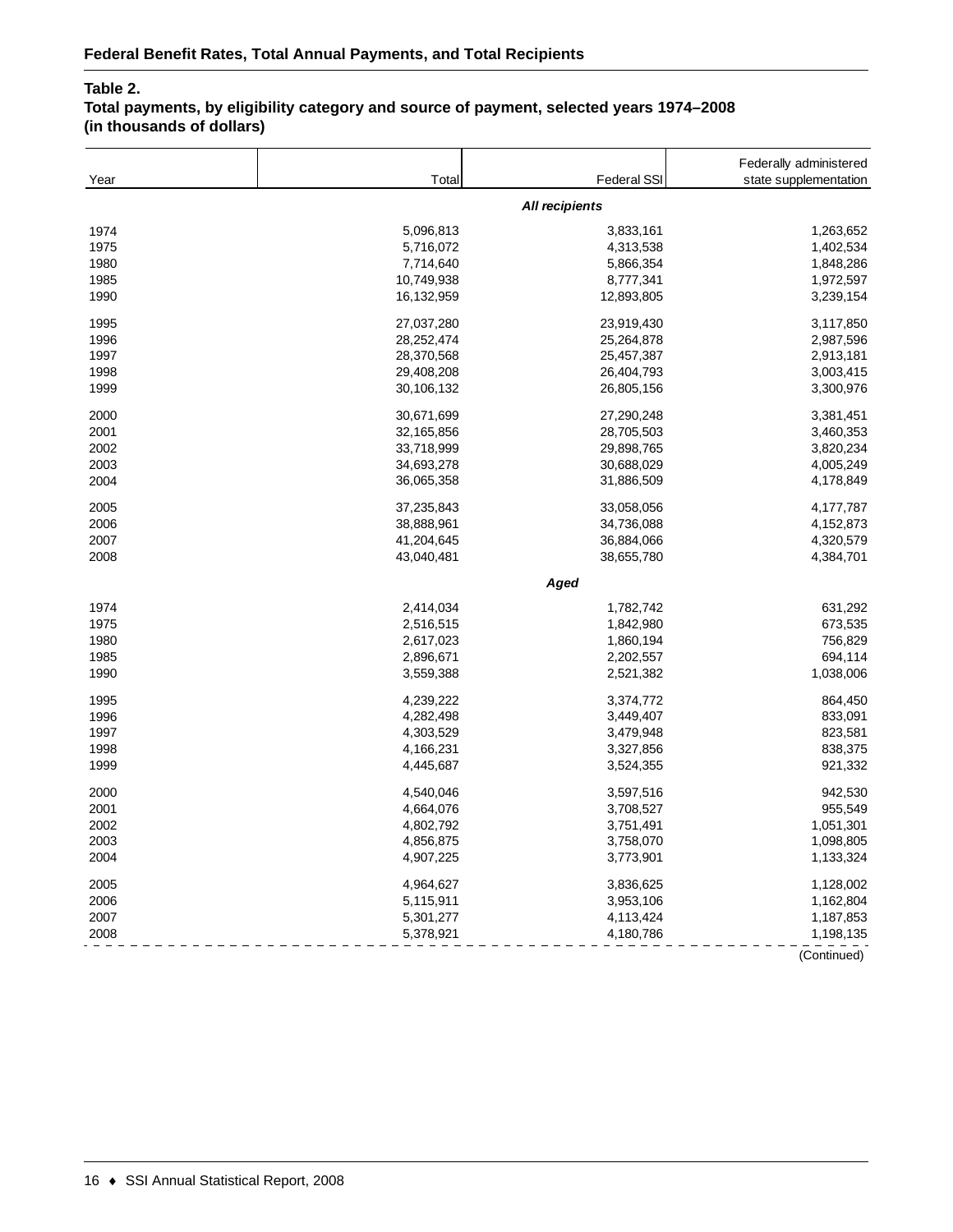## Federal Benefit Rates, Total Annual Payments, and Total Recipients

**Table 2.**
**Total payments, by eligibility category and source of payment, selected years 1974–2008 (in thousands of dollars)**

| Year | Total | Federal SSI | Federally administered state supplementation |
|---|---|---|---|
| | | ***All recipients*** | |
| 1974 | 5,096,813 | 3,833,161 | 1,263,652 |
| 1975 | 5,716,072 | 4,313,538 | 1,402,534 |
| 1980 | 7,714,640 | 5,866,354 | 1,848,286 |
| 1985 | 10,749,938 | 8,777,341 | 1,972,597 |
| 1990 | 16,132,959 | 12,893,805 | 3,239,154 |
| 1995 | 27,037,280 | 23,919,430 | 3,117,850 |
| 1996 | 28,252,474 | 25,264,878 | 2,987,596 |
| 1997 | 28,370,568 | 25,457,387 | 2,913,181 |
| 1998 | 29,408,208 | 26,404,793 | 3,003,415 |
| 1999 | 30,106,132 | 26,805,156 | 3,300,976 |
| 2000 | 30,671,699 | 27,290,248 | 3,381,451 |
| 2001 | 32,165,856 | 28,705,503 | 3,460,353 |
| 2002 | 33,718,999 | 29,898,765 | 3,820,234 |
| 2003 | 34,693,278 | 30,688,029 | 4,005,249 |
| 2004 | 36,065,358 | 31,886,509 | 4,178,849 |
| 2005 | 37,235,843 | 33,058,056 | 4,177,787 |
| 2006 | 38,888,961 | 34,736,088 | 4,152,873 |
| 2007 | 41,204,645 | 36,884,066 | 4,320,579 |
| 2008 | 43,040,481 | 38,655,780 | 4,384,701 |
| | | ***Aged*** | |
| 1974 | 2,414,034 | 1,782,742 | 631,292 |
| 1975 | 2,516,515 | 1,842,980 | 673,535 |
| 1980 | 2,617,023 | 1,860,194 | 756,829 |
| 1985 | 2,896,671 | 2,202,557 | 694,114 |
| 1990 | 3,559,388 | 2,521,382 | 1,038,006 |
| 1995 | 4,239,222 | 3,374,772 | 864,450 |
| 1996 | 4,282,498 | 3,449,407 | 833,091 |
| 1997 | 4,303,529 | 3,479,948 | 823,581 |
| 1998 | 4,166,231 | 3,327,856 | 838,375 |
| 1999 | 4,445,687 | 3,524,355 | 921,332 |
| 2000 | 4,540,046 | 3,597,516 | 942,530 |
| 2001 | 4,664,076 | 3,708,527 | 955,549 |
| 2002 | 4,802,792 | 3,751,491 | 1,051,301 |
| 2003 | 4,856,875 | 3,758,070 | 1,098,805 |
| 2004 | 4,907,225 | 3,773,901 | 1,133,324 |
| 2005 | 4,964,627 | 3,836,625 | 1,128,002 |
| 2006 | 5,115,911 | 3,953,106 | 1,162,804 |
| 2007 | 5,301,277 | 4,113,424 | 1,187,853 |
| 2008 | 5,378,921 | 4,180,786 | 1,198,135 |

(Continued)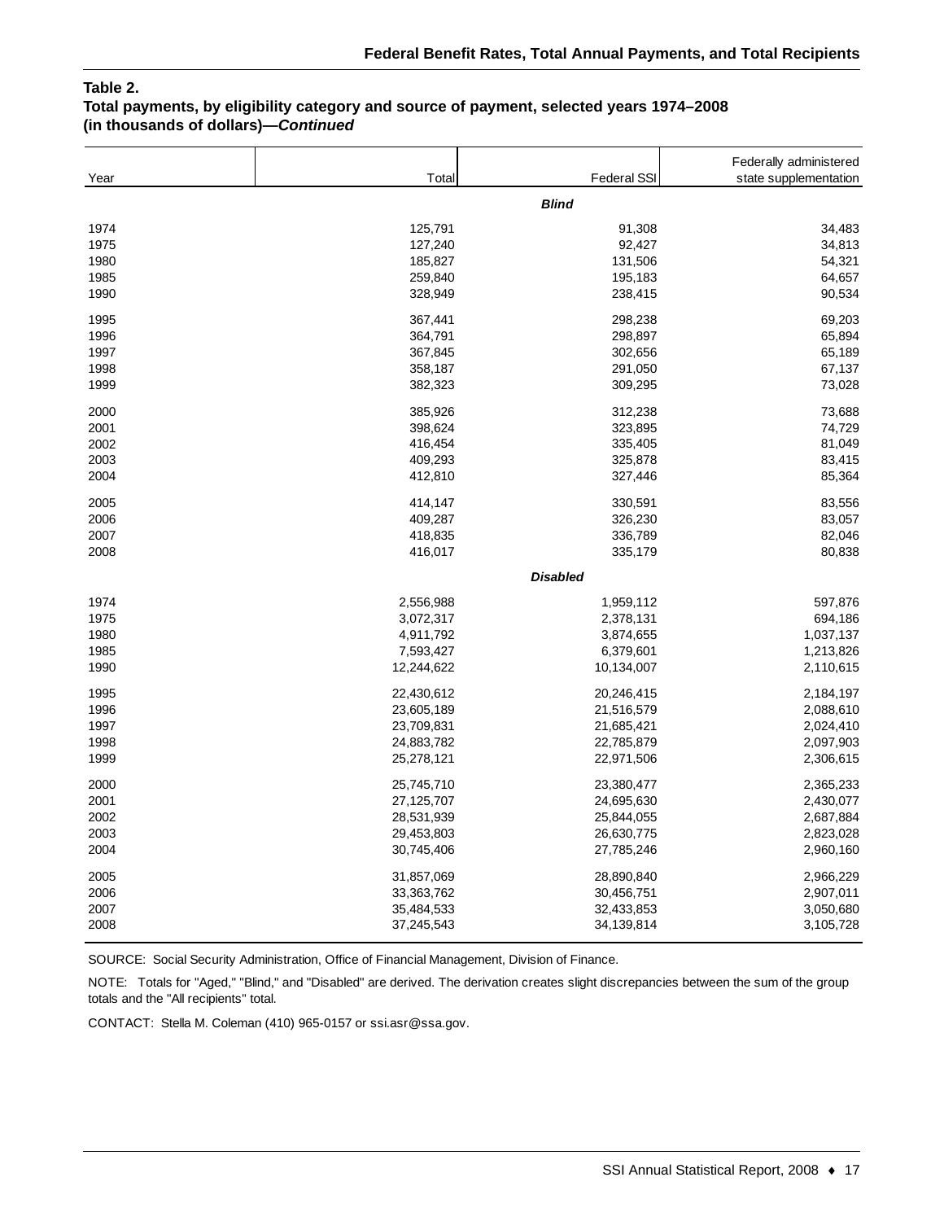**Table 2.**
**Total payments, by eligibility category and source of payment, selected years 1974–2008 (in thousands of dollars)—*Continued***

| Year | Total | Federal SSI | Federally administered state supplementation |
|---|---|---|---|
| | | ***Blind*** | |
| 1974 | 125,791 | 91,308 | 34,483 |
| 1975 | 127,240 | 92,427 | 34,813 |
| 1980 | 185,827 | 131,506 | 54,321 |
| 1985 | 259,840 | 195,183 | 64,657 |
| 1990 | 328,949 | 238,415 | 90,534 |
| 1995 | 367,441 | 298,238 | 69,203 |
| 1996 | 364,791 | 298,897 | 65,894 |
| 1997 | 367,845 | 302,656 | 65,189 |
| 1998 | 358,187 | 291,050 | 67,137 |
| 1999 | 382,323 | 309,295 | 73,028 |
| 2000 | 385,926 | 312,238 | 73,688 |
| 2001 | 398,624 | 323,895 | 74,729 |
| 2002 | 416,454 | 335,405 | 81,049 |
| 2003 | 409,293 | 325,878 | 83,415 |
| 2004 | 412,810 | 327,446 | 85,364 |
| 2005 | 414,147 | 330,591 | 83,556 |
| 2006 | 409,287 | 326,230 | 83,057 |
| 2007 | 418,835 | 336,789 | 82,046 |
| 2008 | 416,017 | 335,179 | 80,838 |
| | | ***Disabled*** | |
| 1974 | 2,556,988 | 1,959,112 | 597,876 |
| 1975 | 3,072,317 | 2,378,131 | 694,186 |
| 1980 | 4,911,792 | 3,874,655 | 1,037,137 |
| 1985 | 7,593,427 | 6,379,601 | 1,213,826 |
| 1990 | 12,244,622 | 10,134,007 | 2,110,615 |
| 1995 | 22,430,612 | 20,246,415 | 2,184,197 |
| 1996 | 23,605,189 | 21,516,579 | 2,088,610 |
| 1997 | 23,709,831 | 21,685,421 | 2,024,410 |
| 1998 | 24,883,782 | 22,785,879 | 2,097,903 |
| 1999 | 25,278,121 | 22,971,506 | 2,306,615 |
| 2000 | 25,745,710 | 23,380,477 | 2,365,233 |
| 2001 | 27,125,707 | 24,695,630 | 2,430,077 |
| 2002 | 28,531,939 | 25,844,055 | 2,687,884 |
| 2003 | 29,453,803 | 26,630,775 | 2,823,028 |
| 2004 | 30,745,406 | 27,785,246 | 2,960,160 |
| 2005 | 31,857,069 | 28,890,840 | 2,966,229 |
| 2006 | 33,363,762 | 30,456,751 | 2,907,011 |
| 2007 | 35,484,533 | 32,433,853 | 3,050,680 |
| 2008 | 37,245,543 | 34,139,814 | 3,105,728 |

SOURCE: Social Security Administration, Office of Financial Management, Division of Finance.

NOTE: Totals for "Aged," "Blind," and "Disabled" are derived. The derivation creates slight discrepancies between the sum of the group totals and the "All recipients" total.

CONTACT: Stella M. Coleman (410) 965-0157 or ssi.asr@ssa.gov.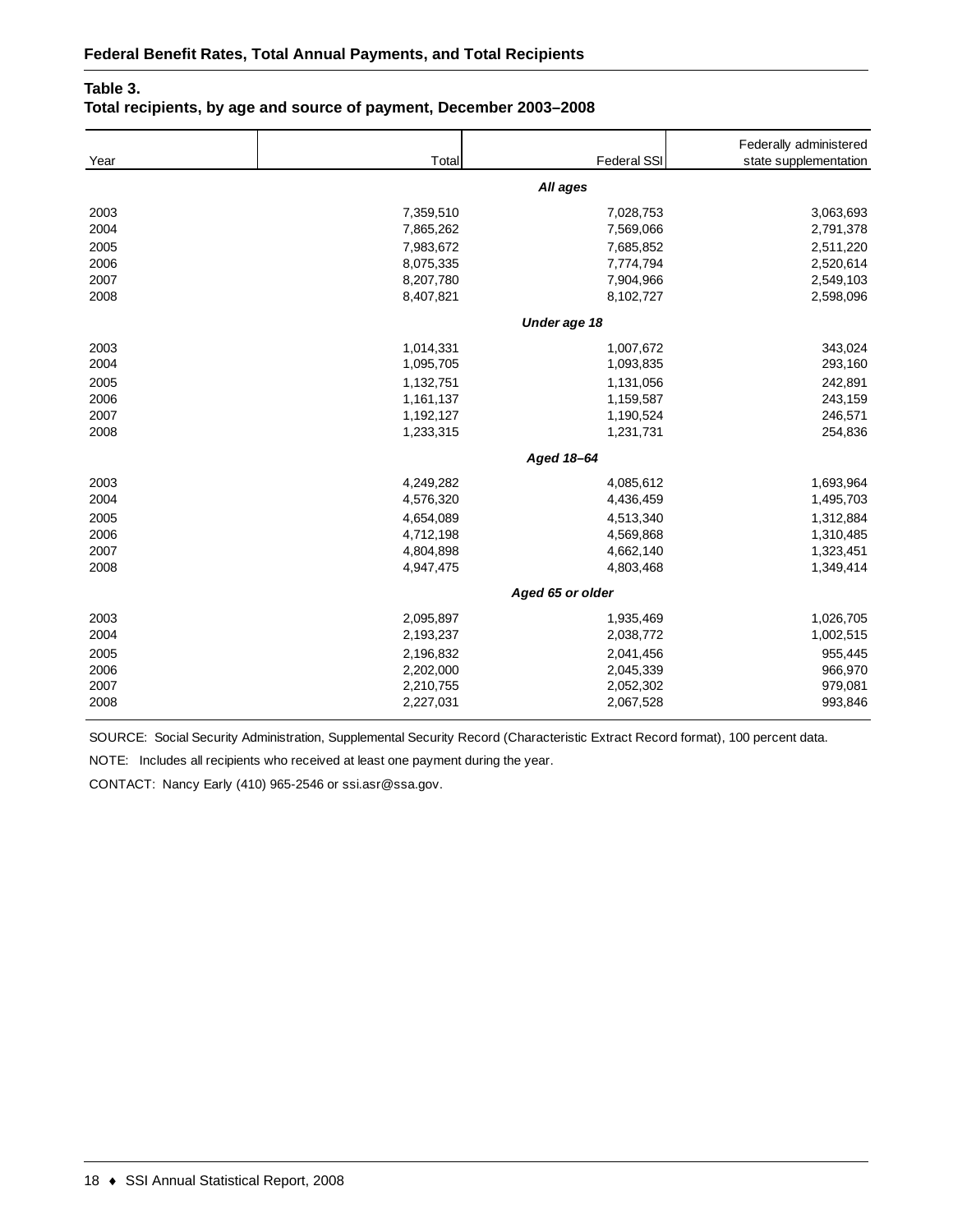## Federal Benefit Rates, Total Annual Payments, and Total Recipients

### Table 3.
### Total recipients, by age and source of payment, December 2003–2008

| Year | Total | Federal SSI | Federally administered state supplementation |
|---|---|---|---|
| | | ***All ages*** | |
| 2003 | 7,359,510 | 7,028,753 | 3,063,693 |
| 2004 | 7,865,262 | 7,569,066 | 2,791,378 |
| 2005 | 7,983,672 | 7,685,852 | 2,511,220 |
| 2006 | 8,075,335 | 7,774,794 | 2,520,614 |
| 2007 | 8,207,780 | 7,904,966 | 2,549,103 |
| 2008 | 8,407,821 | 8,102,727 | 2,598,096 |
| | | ***Under age 18*** | |
| 2003 | 1,014,331 | 1,007,672 | 343,024 |
| 2004 | 1,095,705 | 1,093,835 | 293,160 |
| 2005 | 1,132,751 | 1,131,056 | 242,891 |
| 2006 | 1,161,137 | 1,159,587 | 243,159 |
| 2007 | 1,192,127 | 1,190,524 | 246,571 |
| 2008 | 1,233,315 | 1,231,731 | 254,836 |
| | | ***Aged 18–64*** | |
| 2003 | 4,249,282 | 4,085,612 | 1,693,964 |
| 2004 | 4,576,320 | 4,436,459 | 1,495,703 |
| 2005 | 4,654,089 | 4,513,340 | 1,312,884 |
| 2006 | 4,712,198 | 4,569,868 | 1,310,485 |
| 2007 | 4,804,898 | 4,662,140 | 1,323,451 |
| 2008 | 4,947,475 | 4,803,468 | 1,349,414 |
| | | ***Aged 65 or older*** | |
| 2003 | 2,095,897 | 1,935,469 | 1,026,705 |
| 2004 | 2,193,237 | 2,038,772 | 1,002,515 |
| 2005 | 2,196,832 | 2,041,456 | 955,445 |
| 2006 | 2,202,000 | 2,045,339 | 966,970 |
| 2007 | 2,210,755 | 2,052,302 | 979,081 |
| 2008 | 2,227,031 | 2,067,528 | 993,846 |

SOURCE: Social Security Administration, Supplemental Security Record (Characteristic Extract Record format), 100 percent data.

NOTE: Includes all recipients who received at least one payment during the year.

CONTACT: Nancy Early (410) 965-2546 or ssi.asr@ssa.gov.